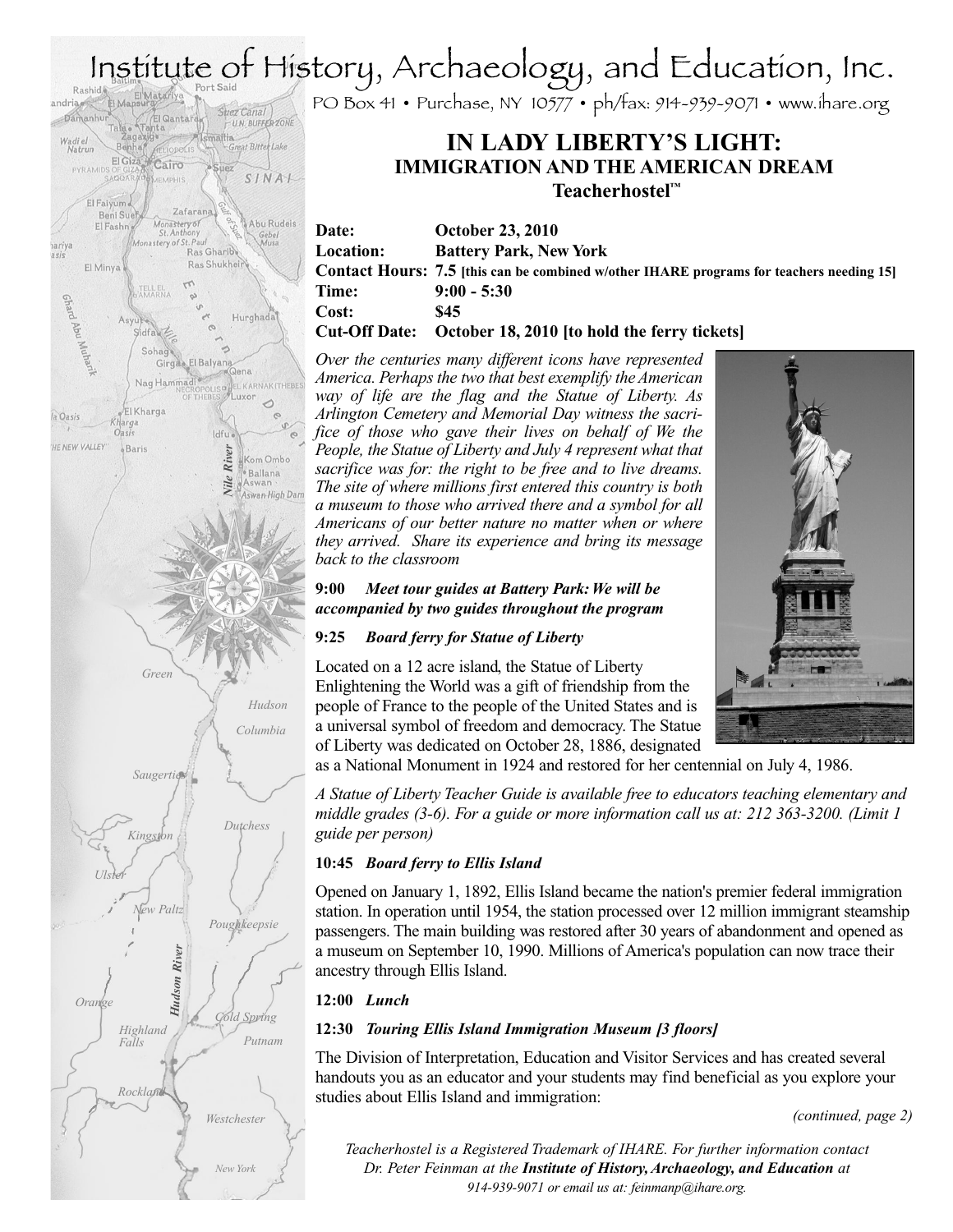# Institute of History, Archaeology, and Education, Inc.

PO Box 41 • Purchase, NY 10577 • ph/fax: 914-939-9071 • www.ihare.org

## IN LADY LIBERTY'S LIGHT:
### IMMIGRATION AND THE AMERICAN DREAM
**Teacherhostel™**

**Date:** **October 23, 2010**
**Location:** **Battery Park, New York**
**Contact Hours:** **7.5** **[this can be combined w/other IHARE programs for teachers needing 15]**
**Time:** **9:00 - 5:30**
**Cost:** **$45**
**Cut-Off Date:** **October 18, 2010 [to hold the ferry tickets]**

*Over the centuries many different icons have represented America. Perhaps the two that best exemplify the American way of life are the flag and the Statue of Liberty. As Arlington Cemetery and Memorial Day witness the sacrifice of those who gave their lives on behalf of We the People, the Statue of Liberty and July 4 represent what that sacrifice was for: the right to be free and to live dreams. The site of where millions first entered this country is both a museum to those who arrived there and a symbol for all Americans of our better nature no matter when or where they arrived. Share its experience and bring its message back to the classroom*

**9:00** ***Meet tour guides at Battery Park: We will be accompanied by two guides throughout the program***

**9:25** ***Board ferry for Statue of Liberty***

Located on a 12 acre island, the Statue of Liberty Enlightening the World was a gift of friendship from the people of France to the people of the United States and is a universal symbol of freedom and democracy. The Statue of Liberty was dedicated on October 28, 1886, designated as a National Monument in 1924 and restored for her centennial on July 4, 1986.

*A Statue of Liberty Teacher Guide is available free to educators teaching elementary and middle grades (3-6). For a guide or more information call us at: 212 363-3200. (Limit 1 guide per person)*

**10:45** ***Board ferry to Ellis Island***

Opened on January 1, 1892, Ellis Island became the nation's premier federal immigration station. In operation until 1954, the station processed over 12 million immigrant steamship passengers. The main building was restored after 30 years of abandonment and opened as a museum on September 10, 1990. Millions of America's population can now trace their ancestry through Ellis Island.

**12:00** ***Lunch***

**12:30** ***Touring Ellis Island Immigration Museum [3 floors]***

The Division of Interpretation, Education and Visitor Services and has created several handouts you as an educator and your students may find beneficial as you explore your studies about Ellis Island and immigration:

*(continued, page 2)*

*Teacherhostel is a Registered Trademark of IHARE. For further information contact Dr. Peter Feinman at the **Institute of History, Archaeology, and Education** at 914-939-9071 or email us at: feinmanp@ihare.org.*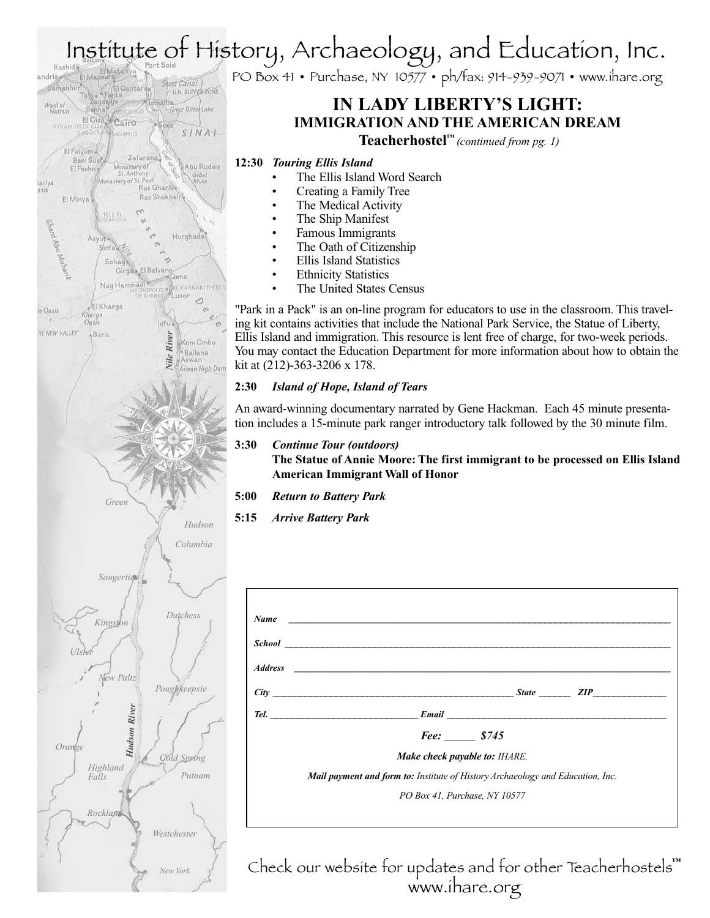# Institute of History, Archaeology, and Education, Inc.

PO Box 41 • Purchase, NY 10577 • ph/fax: 914-939-9071 • www.ihare.org

## IN LADY LIBERTY'S LIGHT: IMMIGRATION AND THE AMERICAN DREAM

**Teacherhostel™** *(continued from pg. 1)*

**12:30** ***Touring Ellis Island***

- The Ellis Island Word Search
- Creating a Family Tree
- The Medical Activity
- The Ship Manifest
- Famous Immigrants
- The Oath of Citizenship
- Ellis Island Statistics
- Ethnicity Statistics
- The United States Census

"Park in a Pack" is an on-line program for educators to use in the classroom. This traveling kit contains activities that include the National Park Service, the Statue of Liberty, Ellis Island and immigration. This resource is lent free of charge, for two-week periods. You may contact the Education Department for more information about how to obtain the kit at (212)-363-3206 x 178.

**2:30** ***Island of Hope, Island of Tears***

An award-winning documentary narrated by Gene Hackman. Each 45 minute presentation includes a 15-minute park ranger introductory talk followed by the 30 minute film.

**3:30** ***Continue Tour (outdoors)***
**The Statue of Annie Moore: The first immigrant to be processed on Ellis Island**
**American Immigrant Wall of Honor**

**5:00** ***Return to Battery Park***

**5:15** ***Arrive Battery Park***

***Name*** ______________________________

***School*** ______________________________

***Address*** ______________________________

***City*** ____________________ ***State*** _______ ***ZIP*** __________

***Tel.*** ____________________ ***Email*** ____________________

***Fee:*** _____ ***$745***

***Make check payable to:*** *IHARE.*

***Mail payment and form to:*** *Institute of History Archaeology and Education, Inc.*

*PO Box 41, Purchase, NY 10577*

Check our website for updates and for other Teacherhostels™
www.ihare.org